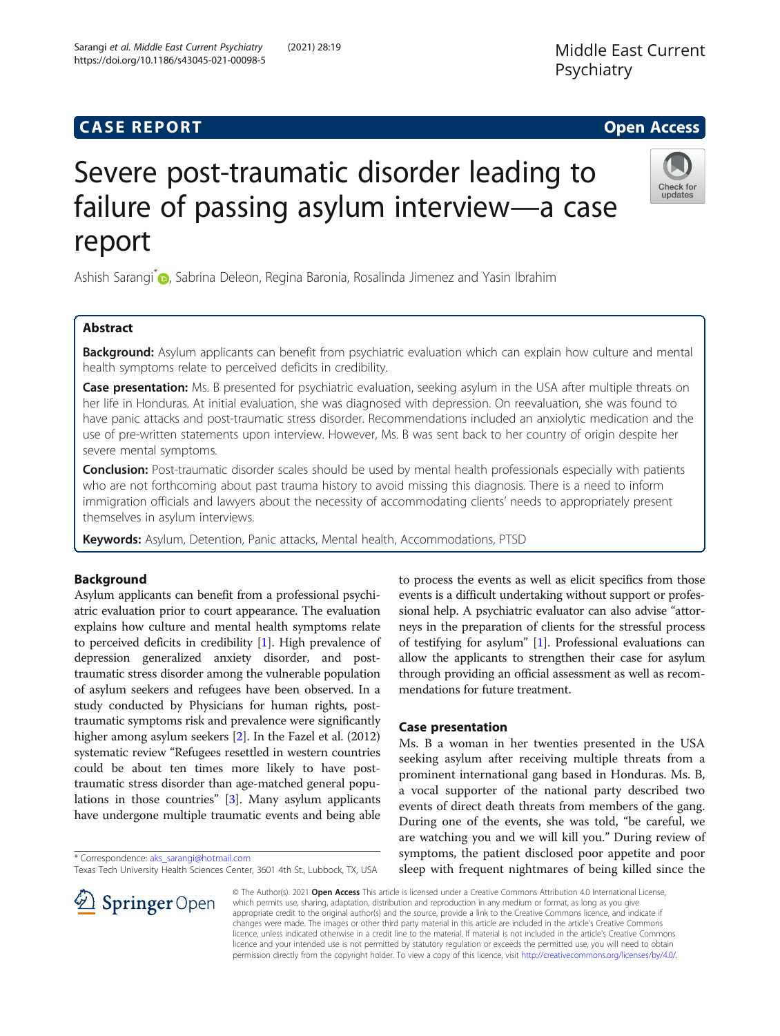CASE REPORT

Open Access

# Severe post-traumatic disorder leading to failure of passing asylum interview—a case report

Ashish Sarangi*, Sabrina Deleon, Regina Baronia, Rosalinda Jimenez and Yasin Ibrahim

## Abstract

**Background:** Asylum applicants can benefit from psychiatric evaluation which can explain how culture and mental health symptoms relate to perceived deficits in credibility.

**Case presentation:** Ms. B presented for psychiatric evaluation, seeking asylum in the USA after multiple threats on her life in Honduras. At initial evaluation, she was diagnosed with depression. On reevaluation, she was found to have panic attacks and post-traumatic stress disorder. Recommendations included an anxiolytic medication and the use of pre-written statements upon interview. However, Ms. B was sent back to her country of origin despite her severe mental symptoms.

**Conclusion:** Post-traumatic disorder scales should be used by mental health professionals especially with patients who are not forthcoming about past trauma history to avoid missing this diagnosis. There is a need to inform immigration officials and lawyers about the necessity of accommodating clients' needs to appropriately present themselves in asylum interviews.

**Keywords:** Asylum, Detention, Panic attacks, Mental health, Accommodations, PTSD

## Background

Asylum applicants can benefit from a professional psychiatric evaluation prior to court appearance. The evaluation explains how culture and mental health symptoms relate to perceived deficits in credibility [1]. High prevalence of depression generalized anxiety disorder, and post-traumatic stress disorder among the vulnerable population of asylum seekers and refugees have been observed. In a study conducted by Physicians for human rights, post-traumatic symptoms risk and prevalence were significantly higher among asylum seekers [2]. In the Fazel et al. (2012) systematic review "Refugees resettled in western countries could be about ten times more likely to have post-traumatic stress disorder than age-matched general populations in those countries" [3]. Many asylum applicants have undergone multiple traumatic events and being able to process the events as well as elicit specifics from those events is a difficult undertaking without support or professional help. A psychiatric evaluator can also advise "attorneys in the preparation of clients for the stressful process of testifying for asylum" [1]. Professional evaluations can allow the applicants to strengthen their case for asylum through providing an official assessment as well as recommendations for future treatment.

## Case presentation

Ms. B a woman in her twenties presented in the USA seeking asylum after receiving multiple threats from a prominent international gang based in Honduras. Ms. B, a vocal supporter of the national party described two events of direct death threats from members of the gang. During one of the events, she was told, "be careful, we are watching you and we will kill you." During review of symptoms, the patient disclosed poor appetite and poor sleep with frequent nightmares of being killed since the

* Correspondence: aks_sarangi@hotmail.com
Texas Tech University Health Sciences Center, 3601 4th St., Lubbock, TX, USA

© The Author(s). 2021 **Open Access** This article is licensed under a Creative Commons Attribution 4.0 International License, which permits use, sharing, adaptation, distribution and reproduction in any medium or format, as long as you give appropriate credit to the original author(s) and the source, provide a link to the Creative Commons licence, and indicate if changes were made. The images or other third party material in this article are included in the article's Creative Commons licence, unless indicated otherwise in a credit line to the material. If material is not included in the article's Creative Commons licence and your intended use is not permitted by statutory regulation or exceeds the permitted use, you will need to obtain permission directly from the copyright holder. To view a copy of this licence, visit http://creativecommons.org/licenses/by/4.0/.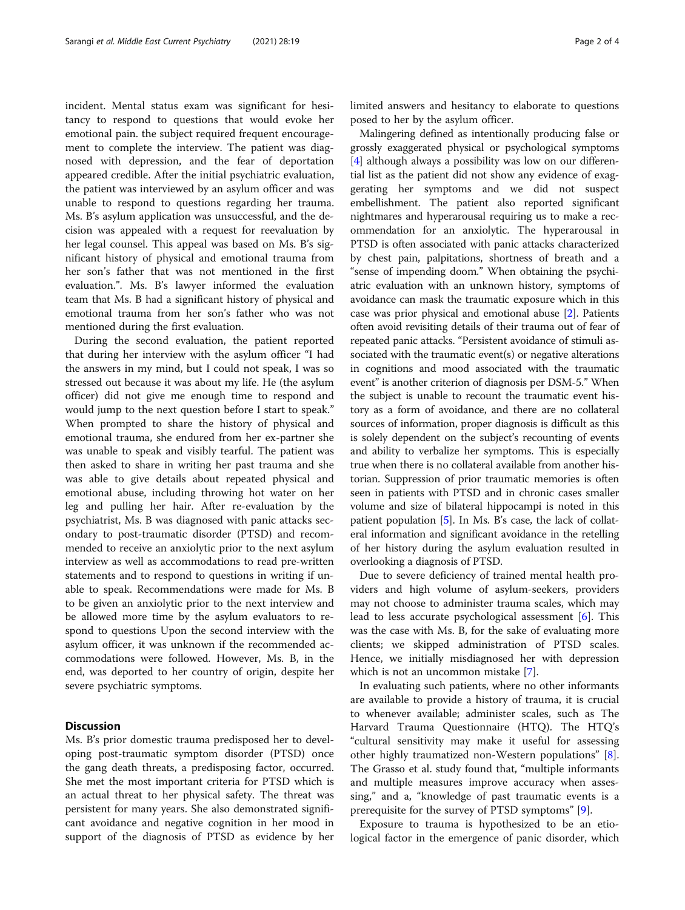incident. Mental status exam was significant for hesitancy to respond to questions that would evoke her emotional pain. the subject required frequent encouragement to complete the interview. The patient was diagnosed with depression, and the fear of deportation appeared credible. After the initial psychiatric evaluation, the patient was interviewed by an asylum officer and was unable to respond to questions regarding her trauma. Ms. B's asylum application was unsuccessful, and the decision was appealed with a request for reevaluation by her legal counsel. This appeal was based on Ms. B's significant history of physical and emotional trauma from her son's father that was not mentioned in the first evaluation.". Ms. B's lawyer informed the evaluation team that Ms. B had a significant history of physical and emotional trauma from her son's father who was not mentioned during the first evaluation.

During the second evaluation, the patient reported that during her interview with the asylum officer "I had the answers in my mind, but I could not speak, I was so stressed out because it was about my life. He (the asylum officer) did not give me enough time to respond and would jump to the next question before I start to speak." When prompted to share the history of physical and emotional trauma, she endured from her ex-partner she was unable to speak and visibly tearful. The patient was then asked to share in writing her past trauma and she was able to give details about repeated physical and emotional abuse, including throwing hot water on her leg and pulling her hair. After re-evaluation by the psychiatrist, Ms. B was diagnosed with panic attacks secondary to post-traumatic disorder (PTSD) and recommended to receive an anxiolytic prior to the next asylum interview as well as accommodations to read pre-written statements and to respond to questions in writing if unable to speak. Recommendations were made for Ms. B to be given an anxiolytic prior to the next interview and be allowed more time by the asylum evaluators to respond to questions Upon the second interview with the asylum officer, it was unknown if the recommended accommodations were followed. However, Ms. B, in the end, was deported to her country of origin, despite her severe psychiatric symptoms.

## Discussion

Ms. B's prior domestic trauma predisposed her to developing post-traumatic symptom disorder (PTSD) once the gang death threats, a predisposing factor, occurred. She met the most important criteria for PTSD which is an actual threat to her physical safety. The threat was persistent for many years. She also demonstrated significant avoidance and negative cognition in her mood in support of the diagnosis of PTSD as evidence by her limited answers and hesitancy to elaborate to questions posed to her by the asylum officer.

Malingering defined as intentionally producing false or grossly exaggerated physical or psychological symptoms [4] although always a possibility was low on our differential list as the patient did not show any evidence of exaggerating her symptoms and we did not suspect embellishment. The patient also reported significant nightmares and hyperarousal requiring us to make a recommendation for an anxiolytic. The hyperarousal in PTSD is often associated with panic attacks characterized by chest pain, palpitations, shortness of breath and a "sense of impending doom." When obtaining the psychiatric evaluation with an unknown history, symptoms of avoidance can mask the traumatic exposure which in this case was prior physical and emotional abuse [2]. Patients often avoid revisiting details of their trauma out of fear of repeated panic attacks. "Persistent avoidance of stimuli associated with the traumatic event(s) or negative alterations in cognitions and mood associated with the traumatic event" is another criterion of diagnosis per DSM-5." When the subject is unable to recount the traumatic event history as a form of avoidance, and there are no collateral sources of information, proper diagnosis is difficult as this is solely dependent on the subject's recounting of events and ability to verbalize her symptoms. This is especially true when there is no collateral available from another historian. Suppression of prior traumatic memories is often seen in patients with PTSD and in chronic cases smaller volume and size of bilateral hippocampi is noted in this patient population [5]. In Ms. B's case, the lack of collateral information and significant avoidance in the retelling of her history during the asylum evaluation resulted in overlooking a diagnosis of PTSD.

Due to severe deficiency of trained mental health providers and high volume of asylum-seekers, providers may not choose to administer trauma scales, which may lead to less accurate psychological assessment [6]. This was the case with Ms. B, for the sake of evaluating more clients; we skipped administration of PTSD scales. Hence, we initially misdiagnosed her with depression which is not an uncommon mistake [7].

In evaluating such patients, where no other informants are available to provide a history of trauma, it is crucial to whenever available; administer scales, such as The Harvard Trauma Questionnaire (HTQ). The HTQ's "cultural sensitivity may make it useful for assessing other highly traumatized non-Western populations" [8]. The Grasso et al. study found that, "multiple informants and multiple measures improve accuracy when assessing," and a, "knowledge of past traumatic events is a prerequisite for the survey of PTSD symptoms" [9].

Exposure to trauma is hypothesized to be an etiological factor in the emergence of panic disorder, which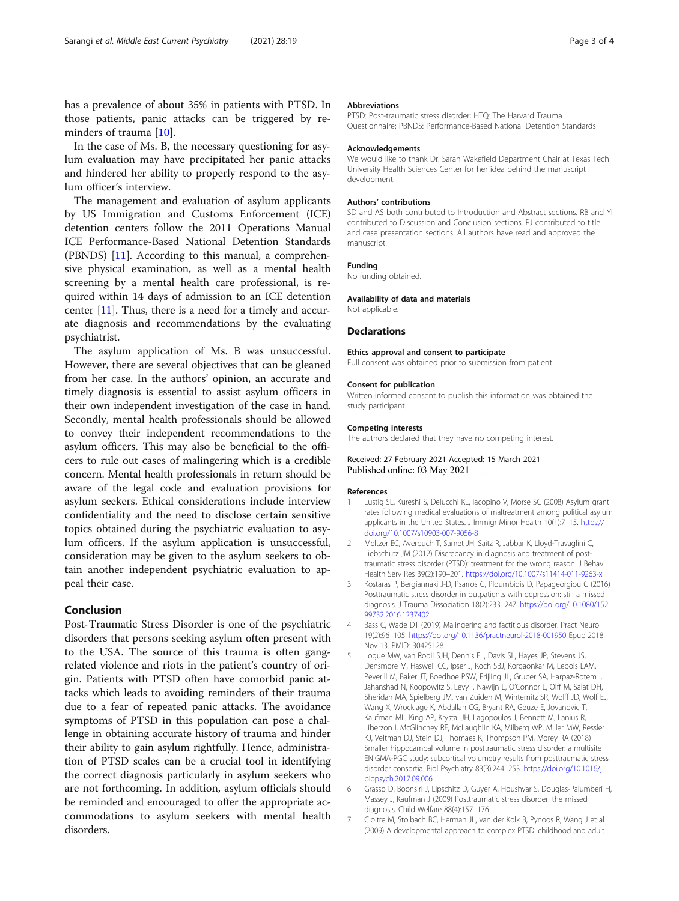has a prevalence of about 35% in patients with PTSD. In those patients, panic attacks can be triggered by reminders of trauma [10].

In the case of Ms. B, the necessary questioning for asylum evaluation may have precipitated her panic attacks and hindered her ability to properly respond to the asylum officer's interview.

The management and evaluation of asylum applicants by US Immigration and Customs Enforcement (ICE) detention centers follow the 2011 Operations Manual ICE Performance-Based National Detention Standards (PBNDS) [11]. According to this manual, a comprehensive physical examination, as well as a mental health screening by a mental health care professional, is required within 14 days of admission to an ICE detention center [11]. Thus, there is a need for a timely and accurate diagnosis and recommendations by the evaluating psychiatrist.

The asylum application of Ms. B was unsuccessful. However, there are several objectives that can be gleaned from her case. In the authors' opinion, an accurate and timely diagnosis is essential to assist asylum officers in their own independent investigation of the case in hand. Secondly, mental health professionals should be allowed to convey their independent recommendations to the asylum officers. This may also be beneficial to the officers to rule out cases of malingering which is a credible concern. Mental health professionals in return should be aware of the legal code and evaluation provisions for asylum seekers. Ethical considerations include interview confidentiality and the need to disclose certain sensitive topics obtained during the psychiatric evaluation to asylum officers. If the asylum application is unsuccessful, consideration may be given to the asylum seekers to obtain another independent psychiatric evaluation to appeal their case.

## Conclusion

Post-Traumatic Stress Disorder is one of the psychiatric disorders that persons seeking asylum often present with to the USA. The source of this trauma is often gang-related violence and riots in the patient's country of origin. Patients with PTSD often have comorbid panic attacks which leads to avoiding reminders of their trauma due to a fear of repeated panic attacks. The avoidance symptoms of PTSD in this population can pose a challenge in obtaining accurate history of trauma and hinder their ability to gain asylum rightfully. Hence, administration of PTSD scales can be a crucial tool in identifying the correct diagnosis particularly in asylum seekers who are not forthcoming. In addition, asylum officials should be reminded and encouraged to offer the appropriate accommodations to asylum seekers with mental health disorders.

### Abbreviations

PTSD: Post-traumatic stress disorder; HTQ: The Harvard Trauma Questionnaire; PBNDS: Performance-Based National Detention Standards

### Acknowledgements

We would like to thank Dr. Sarah Wakefield Department Chair at Texas Tech University Health Sciences Center for her idea behind the manuscript development.

### Authors' contributions

SD and AS both contributed to Introduction and Abstract sections. RB and YI contributed to Discussion and Conclusion sections. RJ contributed to title and case presentation sections. All authors have read and approved the manuscript.

### Funding

No funding obtained.

### Availability of data and materials

Not applicable.

## Declarations

### Ethics approval and consent to participate

Full consent was obtained prior to submission from patient.

### Consent for publication

Written informed consent to publish this information was obtained the study participant.

### Competing interests

The authors declared that they have no competing interest.

Received: 27 February 2021 Accepted: 15 March 2021
Published online: 03 May 2021

### References

1. Lustig SL, Kureshi S, Delucchi KL, Iacopino V, Morse SC (2008) Asylum grant rates following medical evaluations of maltreatment among political asylum applicants in the United States. J Immigr Minor Health 10(1):7–15. https://doi.org/10.1007/s10903-007-9056-8
2. Meltzer EC, Averbuch T, Samet JH, Saitz R, Jabbar K, Lloyd-Travaglini C, Liebschutz JM (2012) Discrepancy in diagnosis and treatment of post-traumatic stress disorder (PTSD): treatment for the wrong reason. J Behav Health Serv Res 39(2):190–201. https://doi.org/10.1007/s11414-011-9263-x
3. Kostaras P, Bergiannaki J-D, Psarros C, Ploumbidis D, Papageorgiou C (2016) Posttraumatic stress disorder in outpatients with depression: still a missed diagnosis. J Trauma Dissociation 18(2):233–247. https://doi.org/10.1080/15299732.2016.1237402
4. Bass C, Wade DT (2019) Malingering and factitious disorder. Pract Neurol 19(2):96–105. https://doi.org/10.1136/practneurol-2018-001950 Epub 2018 Nov 13. PMID: 30425128
5. Logue MW, van Rooij SJH, Dennis EL, Davis SL, Hayes JP, Stevens JS, Densmore M, Haswell CC, Ipser J, Koch SBJ, Korgaonkar M, Lebois LAM, Peverill M, Baker JT, Boedhoe PSW, Frijling JL, Gruber SA, Harpaz-Rotem I, Jahanshad N, Koopowitz S, Levy I, Nawijn L, O'Connor L, Olff M, Salat DH, Sheridan MA, Spielberg JM, van Zuiden M, Winternitz SR, Wolff JD, Wolf EJ, Wang X, Wrocklage K, Abdallah CG, Bryant RA, Geuze E, Jovanovic T, Kaufman ML, King AP, Krystal JH, Lagopoulos J, Bennett M, Lanius R, Liberzon I, McGlinchey RE, McLaughlin KA, Milberg WP, Miller MW, Ressler KJ, Veltman DJ, Stein DJ, Thomaes K, Thompson PM, Morey RA (2018) Smaller hippocampal volume in posttraumatic stress disorder: a multisite ENIGMA-PGC study: subcortical volumetry results from posttraumatic stress disorder consortia. Biol Psychiatry 83(3):244–253. https://doi.org/10.1016/j.biopsych.2017.09.006
6. Grasso D, Boonsiri J, Lipschitz D, Guyer A, Houshyar S, Douglas-Palumberi H, Massey J, Kaufman J (2009) Posttraumatic stress disorder: the missed diagnosis. Child Welfare 88(4):157–176
7. Cloitre M, Stolbach BC, Herman JL, van der Kolk B, Pynoos R, Wang J et al (2009) A developmental approach to complex PTSD: childhood and adult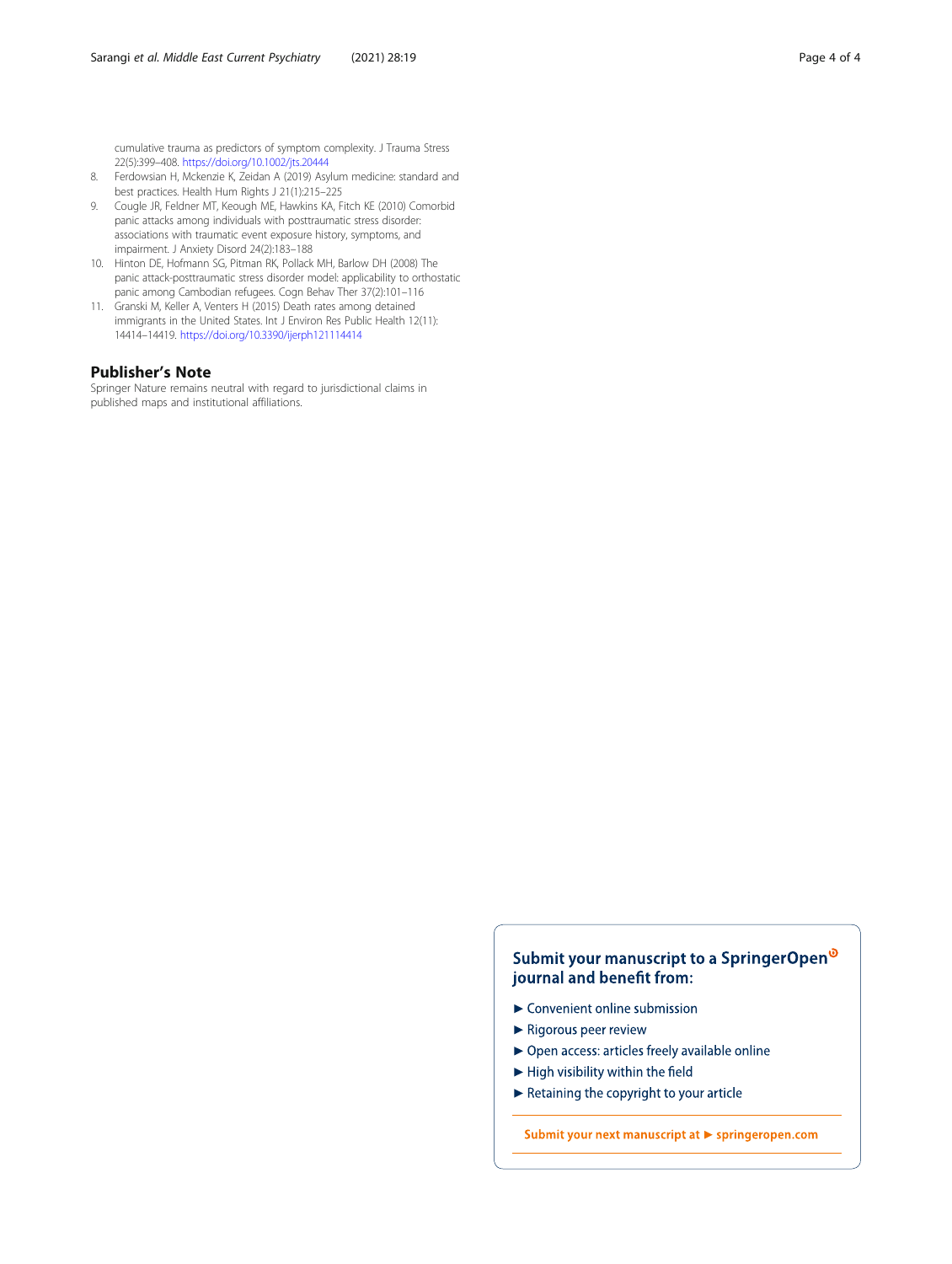cumulative trauma as predictors of symptom complexity. J Trauma Stress 22(5):399–408. https://doi.org/10.1002/jts.20444

8. Ferdowsian H, Mckenzie K, Zeidan A (2019) Asylum medicine: standard and best practices. Health Hum Rights J 21(1):215–225
9. Cougle JR, Feldner MT, Keough ME, Hawkins KA, Fitch KE (2010) Comorbid panic attacks among individuals with posttraumatic stress disorder: associations with traumatic event exposure history, symptoms, and impairment. J Anxiety Disord 24(2):183–188
10. Hinton DE, Hofmann SG, Pitman RK, Pollack MH, Barlow DH (2008) The panic attack-posttraumatic stress disorder model: applicability to orthostatic panic among Cambodian refugees. Cogn Behav Ther 37(2):101–116
11. Granski M, Keller A, Venters H (2015) Death rates among detained immigrants in the United States. Int J Environ Res Public Health 12(11): 14414–14419. https://doi.org/10.3390/ijerph121114414

## Publisher's Note

Springer Nature remains neutral with regard to jurisdictional claims in published maps and institutional affiliations.

**Submit your manuscript to a SpringerOpen journal and benefit from:**

- ► Convenient online submission
- ► Rigorous peer review
- ► Open access: articles freely available online
- ► High visibility within the field
- ► Retaining the copyright to your article

**Submit your next manuscript at ► springeropen.com**